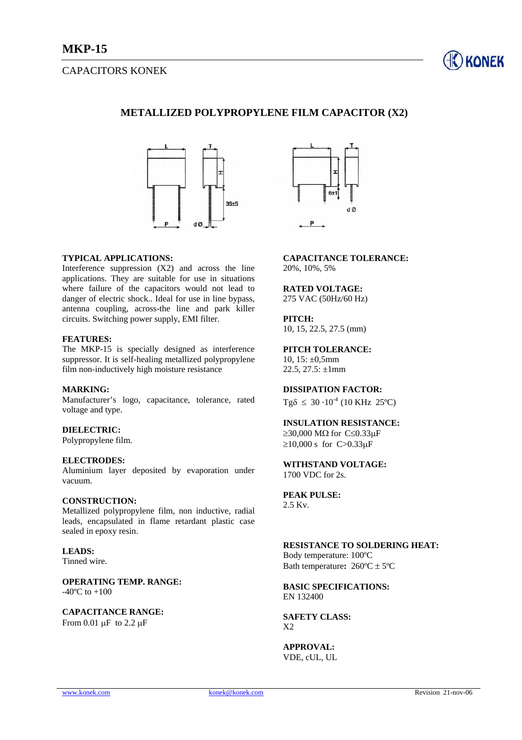# MKP-15

CAPACITORS KONEK

## METALLIZED POLYPROPYLENE FILM CAPACITOR (X2)

**TYPICAL APPLICATIONS:**
Interference suppression (X2) and across the line applications. They are suitable for use in situations where failure of the capacitors would not lead to danger of electric shock.. Ideal for use in line bypass, antenna coupling, across-the line and park killer circuits. Switching power supply, EMI filter.

**FEATURES:**
The MKP-15 is specially designed as interference suppressor. It is self-healing metallized polypropylene film non-inductively high moisture resistance

**MARKING:**
Manufacturer's logo, capacitance, tolerance, rated voltage and type.

**DIELECTRIC:**
Polypropylene film.

**ELECTRODES:**
Aluminium layer deposited by evaporation under vacuum.

**CONSTRUCTION:**
Metallized polypropylene film, non inductive, radial leads, encapsulated in flame retardant plastic case sealed in epoxy resin.

**LEADS:**
Tinned wire.

**OPERATING TEMP. RANGE:**
-40ºC to +100

**CAPACITANCE RANGE:**
From 0.01 µF to 2.2 µF

**CAPACITANCE TOLERANCE:**
20%, 10%, 5%

**RATED VOLTAGE:**
275 VAC (50Hz/60 Hz)

**PITCH:**
10, 15, 22.5, 27.5 (mm)

**PITCH TOLERANCE:**
10, 15: ±0,5mm
22.5, 27.5: ±1mm

**DISSIPATION FACTOR:**
Tgδ $\leq 30 \cdot 10^{-4}$ (10 KHz 25ºC)

**INSULATION RESISTANCE:**
≥30,000 MΩ for C≤0.33µF
≥10,000 s for C>0.33µF

**WITHSTAND VOLTAGE:**
1700 VDC for 2s.

**PEAK PULSE:**
2.5 Kv.

**RESISTANCE TO SOLDERING HEAT:**
Body temperature: 100ºC
Bath temperature**:** 260ºC ± 5ºC

**BASIC SPECIFICATIONS:**
EN 132400

**SAFETY CLASS:**
X2

**APPROVAL:**
VDE, cUL, UL

www.konek.com konek@konek.com Revision 21-nov-06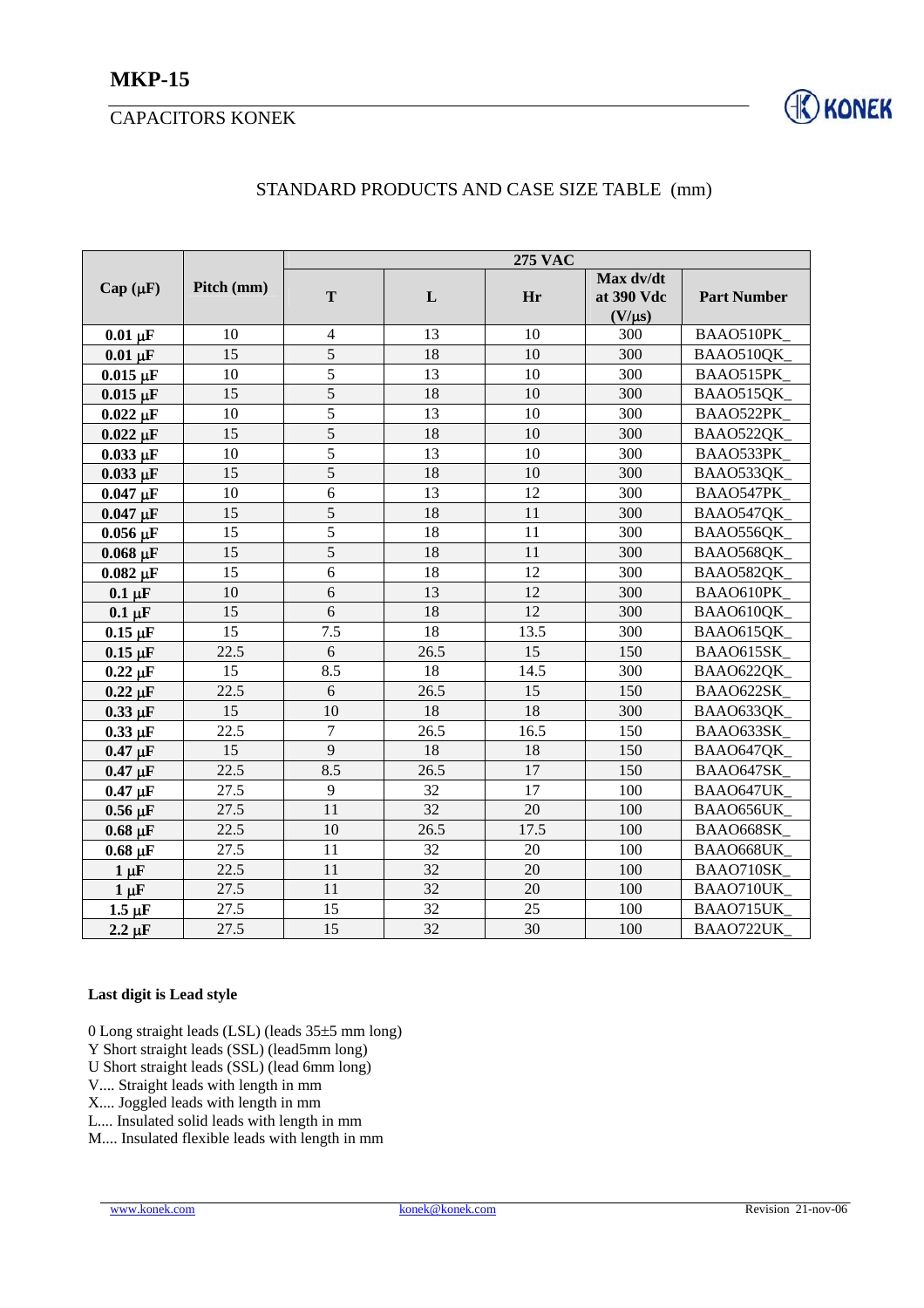# MKP-15

## CAPACITORS KONEK

### STANDARD PRODUCTS AND CASE SIZE TABLE (mm)

| Cap (µF) | Pitch (mm) | 275 VAC | | | | |
|---|---|---|---|---|---|---|
| | | **T** | **L** | **Hr** | **Max dv/dt at 390 Vdc (V/µs)** | **Part Number** |
| **0.01 µF** | 10 | 4 | 13 | 10 | 300 | BAAO510PK_ |
| **0.01 µF** | 15 | 5 | 18 | 10 | 300 | BAAO510QK_ |
| **0.015 µF** | 10 | 5 | 13 | 10 | 300 | BAAO515PK_ |
| **0.015 µF** | 15 | 5 | 18 | 10 | 300 | BAAO515QK_ |
| **0.022 µF** | 10 | 5 | 13 | 10 | 300 | BAAO522PK_ |
| **0.022 µF** | 15 | 5 | 18 | 10 | 300 | BAAO522QK_ |
| **0.033 µF** | 10 | 5 | 13 | 10 | 300 | BAAO533PK_ |
| **0.033 µF** | 15 | 5 | 18 | 10 | 300 | BAAO533QK_ |
| **0.047 µF** | 10 | 6 | 13 | 12 | 300 | BAAO547PK_ |
| **0.047 µF** | 15 | 5 | 18 | 11 | 300 | BAAO547QK_ |
| **0.056 µF** | 15 | 5 | 18 | 11 | 300 | BAAO556QK_ |
| **0.068 µF** | 15 | 5 | 18 | 11 | 300 | BAAO568QK_ |
| **0.082 µF** | 15 | 6 | 18 | 12 | 300 | BAAO582QK_ |
| **0.1 µF** | 10 | 6 | 13 | 12 | 300 | BAAO610PK_ |
| **0.1 µF** | 15 | 6 | 18 | 12 | 300 | BAAO610QK_ |
| **0.15 µF** | 15 | 7.5 | 18 | 13.5 | 300 | BAAO615QK_ |
| **0.15 µF** | 22.5 | 6 | 26.5 | 15 | 150 | BAAO615SK_ |
| **0.22 µF** | 15 | 8.5 | 18 | 14.5 | 300 | BAAO622QK_ |
| **0.22 µF** | 22.5 | 6 | 26.5 | 15 | 150 | BAAO622SK_ |
| **0.33 µF** | 15 | 10 | 18 | 18 | 300 | BAAO633QK_ |
| **0.33 µF** | 22.5 | 7 | 26.5 | 16.5 | 150 | BAAO633SK_ |
| **0.47 µF** | 15 | 9 | 18 | 18 | 150 | BAAO647QK_ |
| **0.47 µF** | 22.5 | 8.5 | 26.5 | 17 | 150 | BAAO647SK_ |
| **0.47 µF** | 27.5 | 9 | 32 | 17 | 100 | BAAO647UK_ |
| **0.56 µF** | 27.5 | 11 | 32 | 20 | 100 | BAAO656UK_ |
| **0.68 µF** | 22.5 | 10 | 26.5 | 17.5 | 100 | BAAO668SK_ |
| **0.68 µF** | 27.5 | 11 | 32 | 20 | 100 | BAAO668UK_ |
| **1 µF** | 22.5 | 11 | 32 | 20 | 100 | BAAO710SK_ |
| **1 µF** | 27.5 | 11 | 32 | 20 | 100 | BAAO710UK_ |
| **1.5 µF** | 27.5 | 15 | 32 | 25 | 100 | BAAO715UK_ |
| **2.2 µF** | 27.5 | 15 | 32 | 30 | 100 | BAAO722UK_ |

**Last digit is Lead style**

0 Long straight leads (LSL) (leads 35±5 mm long)
Y Short straight leads (SSL) (lead5mm long)
U Short straight leads (SSL) (lead 6mm long)
V.... Straight leads with length in mm
X.... Joggled leads with length in mm
L.... Insulated solid leads with length in mm
M.... Insulated flexible leads with length in mm

www.konek.com konek@konek.com Revision 21-nov-06